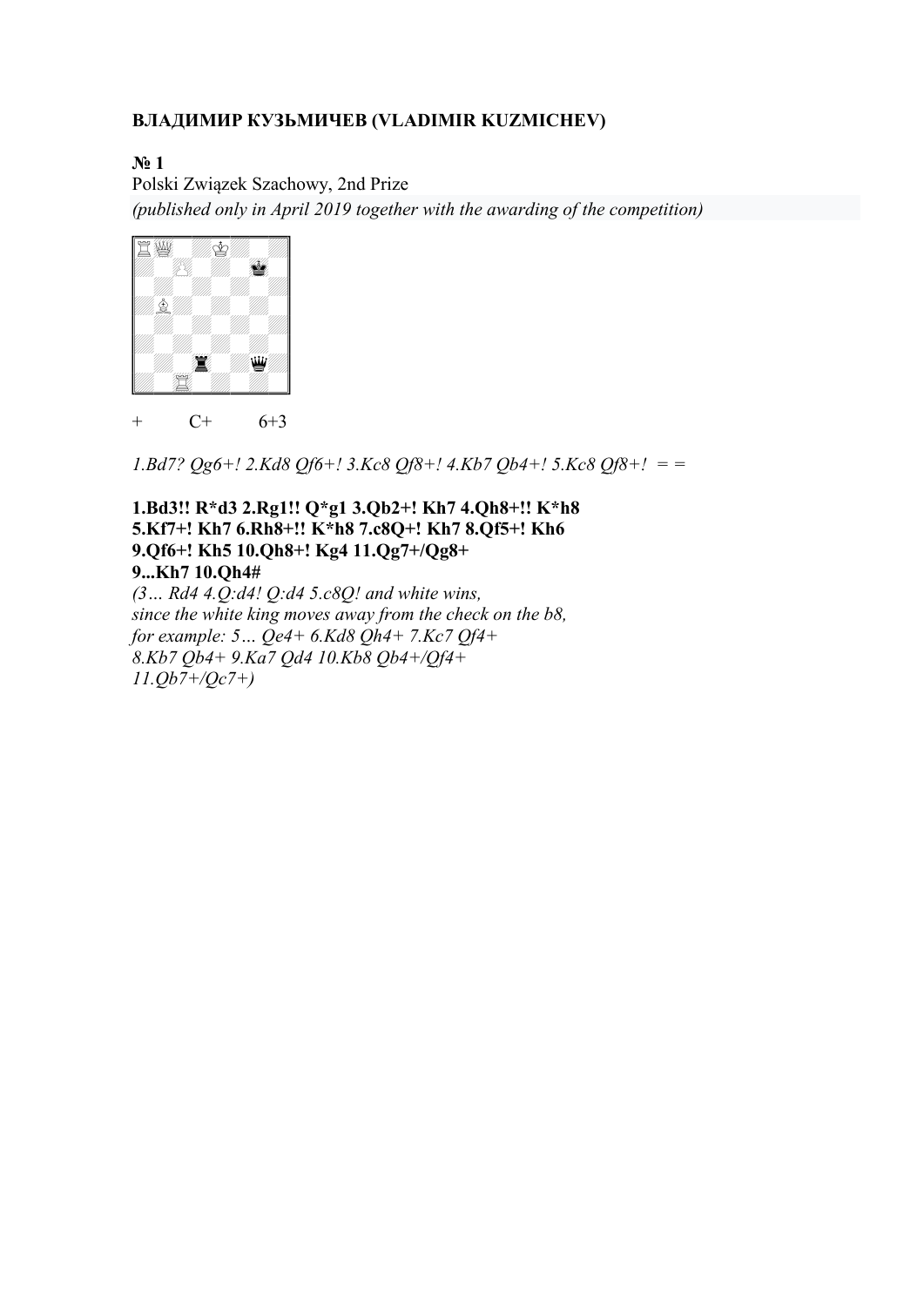**ВЛАДИМИР КУЗЬМИЧЕВ (VLADIMIR KUZMICHEV)**

**№ 1**

Polski Związek Szachowy, 2nd Prize

*(published only in April 2019 together with the awarding of the competition)*

\+ C+ 6+3

*1.Bd7? Qg6+! 2.Kd8 Qf6+! 3.Kc8 Qf8+! 4.Kb7 Qb4+! 5.Kc8 Qf8+! = =*

**1.Bd3!! R*d3 2.Rg1!! Q*g1 3.Qb2+! Kh7 4.Qh8+!! K*h8 5.Kf7+! Kh7 6.Rh8+!! K*h8 7.c8Q+! Kh7 8.Qf5+! Kh6 9.Qf6+! Kh5 10.Qh8+! Kg4 11.Qg7+/Qg8+**

**9...Kh7 10.Qh4#**

*(3… Rd4 4.Q:d4! Q:d4 5.c8Q! and white wins, since the white king moves away from the check on the b8, for example: 5… Qe4+ 6.Kd8 Qh4+ 7.Kc7 Qf4+ 8.Kb7 Qb4+ 9.Ka7 Qd4 10.Kb8 Qb4+/Qf4+ 11.Qb7+/Qc7+)*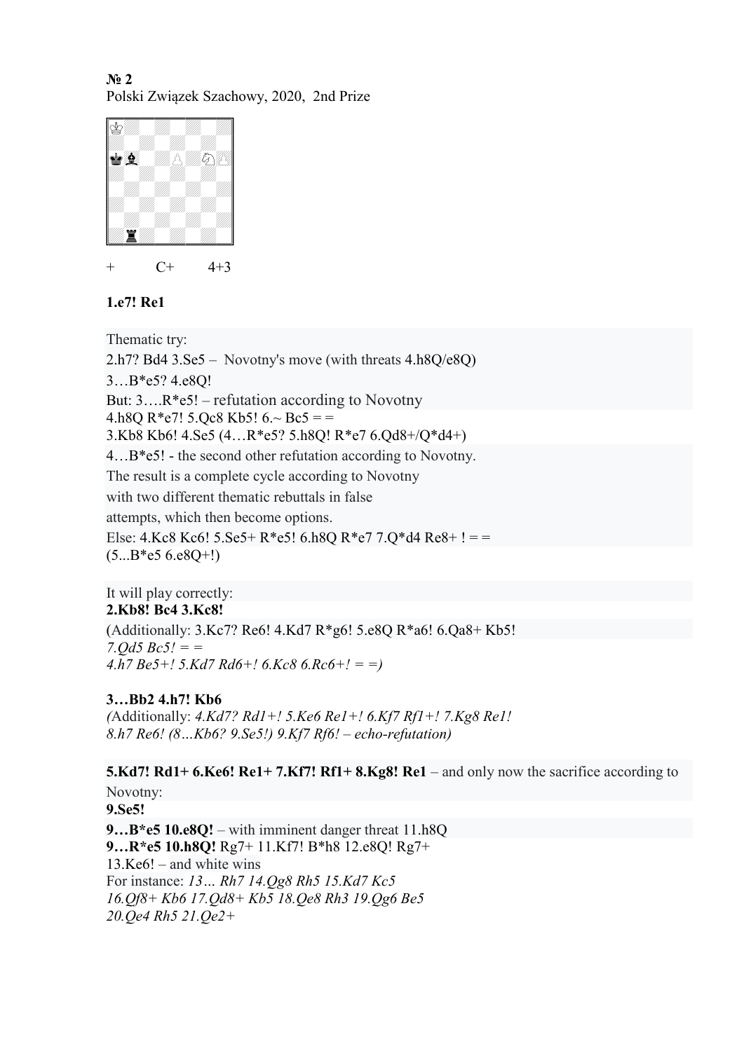**№ 2**
Polski Związek Szachowy, 2020, 2nd Prize

\+ C+ 4+3

**1.e7! Re1**

Thematic try:
2.h7? Bd4 3.Se5 – Novotny's move (with threats 4.h8Q/e8Q)
3…B*e5? 4.e8Q!
But: 3….R*e5! – refutation according to Novotny
4.h8Q R*e7! 5.Qc8 Kb5! 6.~ Bc5 = =
3.Kb8 Kb6! 4.Se5 (4…R*e5? 5.h8Q! R*e7 6.Qd8+/Q*d4+)
4…B*e5! - the second other refutation according to Novotny.
The result is a complete cycle according to Novotny
with two different thematic rebuttals in false
attempts, which then become options.
Else: 4.Kc8 Kc6! 5.Se5+ R*e5! 6.h8Q R*e7 7.Q*d4 Re8+ ! = =
(5...B*e5 6.e8Q+!)

It will play correctly:
**2.Kb8! Bc4 3.Kc8!**
(Additionally: 3.Kc7? Re6! 4.Kd7 R*g6! 5.e8Q R*a6! 6.Qa8+ Kb5!
*7.Qd5 Bc5! = =*
*4.h7 Be5+! 5.Kd7 Rd6+! 6.Kc8 6.Rc6+! = =)*

**3…Bb2 4.h7! Kb6**
*(*Additionally: *4.Kd7? Rd1+! 5.Ke6 Re1+! 6.Kf7 Rf1+! 7.Kg8 Re1!*
*8.h7 Re6! (8…Kb6? 9.Se5!) 9.Kf7 Rf6! – echo-refutation)*

**5.Kd7! Rd1+ 6.Ke6! Re1+ 7.Kf7! Rf1+ 8.Kg8! Re1** – and only now the sacrifice according to Novotny:
**9.Se5!**
**9…B*e5 10.e8Q!** – with imminent danger threat 11.h8Q
**9…R*e5 10.h8Q!** Rg7+ 11.Kf7! B*h8 12.e8Q! Rg7+
13.Ke6! – and white wins
For instance: *13… Rh7 14.Qg8 Rh5 15.Kd7 Kc5*
*16.Qf8+ Kb6 17.Qd8+ Kb5 18.Qe8 Rh3 19.Qg6 Be5*
*20.Qe4 Rh5 21.Qe2+*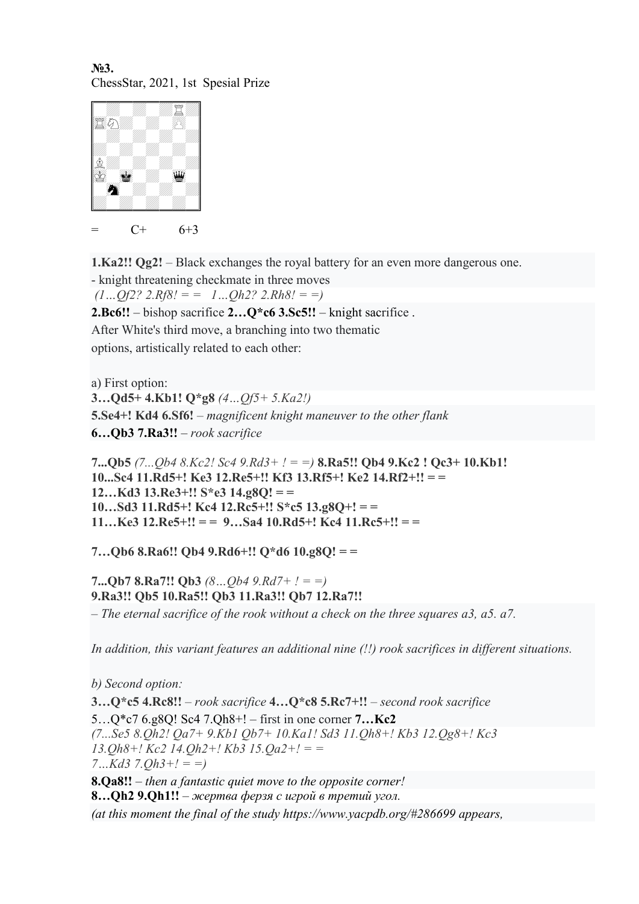**№3.**
ChessStar, 2021, 1st Spesial Prize

= C+ 6+3

**1.Ka2!! Qg2!** – Black exchanges the royal battery for an even more dangerous one.
- knight threatening checkmate in three moves
*(1…Qf2? 2.Rf8! = = 1…Qh2? 2.Rh8! = =)*

**2.Bc6!!** – bishop sacrifice **2…Q*c6 3.Sc5!!** – knight sacrifice .
After White's third move, a branching into two thematic options, artistically related to each other:

a) First option:
**3…Qd5+ 4.Kb1! Q*g8** *(4…Qf5+ 5.Ka2!)*
**5.Se4+! Kd4 6.Sf6!** – *magnificent knight maneuver to the other flank*
**6…Qb3 7.Ra3!!** – *rook sacrifice*

**7...Qb5** *(7...Qb4 8.Kc2! Sc4 9.Rd3+ ! = =)* **8.Ra5!! Qb4 9.Kc2 ! Qc3+ 10.Kb1!**
**10...Sc4 11.Rd5+! Ke3 12.Re5+!! Kf3 13.Rf5+! Ke2 14.Rf2+!! = =**
**12…Kd3 13.Re3+!! S*e3 14.g8Q! = =**
**10…Sd3 11.Rd5+! Kc4 12.Rc5+!! S*c5 13.g8Q+! = =**
**11…Ke3 12.Re5+!! = = 9…Sa4 10.Rd5+! Kc4 11.Rc5+!! = =**

**7…Qb6 8.Ra6!! Qb4 9.Rd6+!! Q*d6 10.g8Q! = =**

**7...Qb7 8.Ra7!! Qb3** *(8…Qb4 9.Rd7+ ! = =)*
**9.Ra3!! Qb5 10.Ra5!! Qb3 11.Ra3!! Qb7 12.Ra7!!**
*– The eternal sacrifice of the rook without a check on the three squares a3, a5. a7.*

*In addition, this variant features an additional nine (!!) rook sacrifices in different situations.*

*b) Second option:*
**3…Q*c5 4.Rc8!!** – *rook sacrifice* **4…Q*c8 5.Rc7+!!** – *second rook sacrifice*
5…Q*c7 6.g8Q! Sc4 7.Qh8+! – first in one corner **7…Kc2**
*(7...Se5 8.Qh2! Qa7+ 9.Kb1 Qb7+ 10.Ka1! Sd3 11.Qh8+! Kb3 12.Qg8+! Kc3 13.Qh8+! Kc2 14.Qh2+! Kb3 15.Qa2+! = =*
*7…Kd3 7.Qh3+! = =)*
**8.Qa8!!** – *then a fantastic quiet move to the opposite corner!*
**8…Qh2 9.Qh1!!** – *жертва ферзя с игрой в третий угол.*
*(at this moment the final of the study https://www.yacpdb.org/#286699 appears,*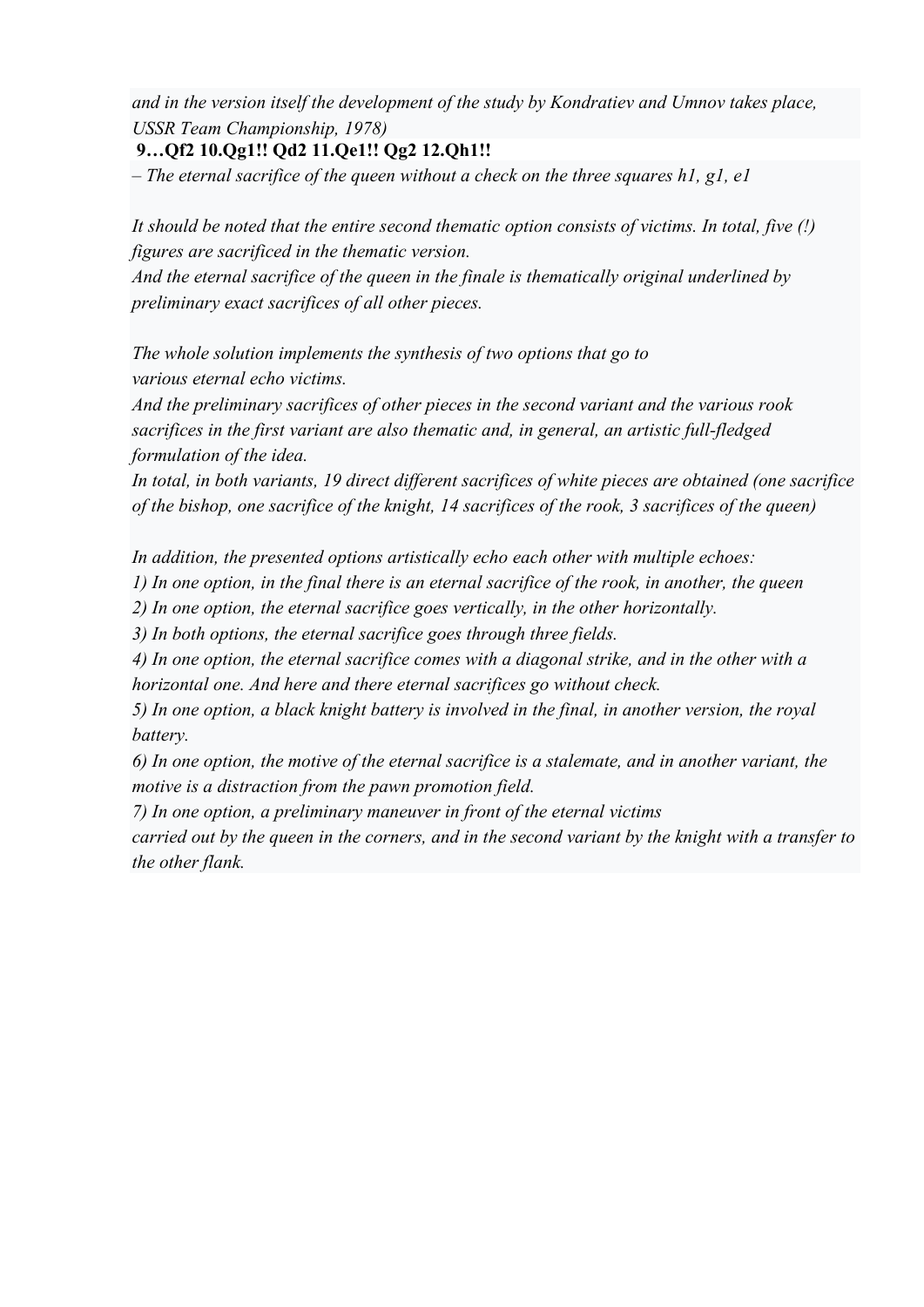*and in the version itself the development of the study by Kondratiev and Umnov takes place, USSR Team Championship, 1978)*

**9…Qf2 10.Qg1!! Qd2 11.Qe1!! Qg2 12.Qh1!!**

*– The eternal sacrifice of the queen without a check on the three squares h1, g1, e1*

*It should be noted that the entire second thematic option consists of victims. In total, five (!) figures are sacrificed in the thematic version.*
*And the eternal sacrifice of the queen in the finale is thematically original underlined by preliminary exact sacrifices of all other pieces.*

*The whole solution implements the synthesis of two options that go to various eternal echo victims.*
*And the preliminary sacrifices of other pieces in the second variant and the various rook sacrifices in the first variant are also thematic and, in general, an artistic full-fledged formulation of the idea.*
*In total, in both variants, 19 direct different sacrifices of white pieces are obtained (one sacrifice of the bishop, one sacrifice of the knight, 14 sacrifices of the rook, 3 sacrifices of the queen)*

*In addition, the presented options artistically echo each other with multiple echoes:*
*1) In one option, in the final there is an eternal sacrifice of the rook, in another, the queen*
*2) In one option, the eternal sacrifice goes vertically, in the other horizontally.*
*3) In both options, the eternal sacrifice goes through three fields.*
*4) In one option, the eternal sacrifice comes with a diagonal strike, and in the other with a horizontal one. And here and there eternal sacrifices go without check.*
*5) In one option, a black knight battery is involved in the final, in another version, the royal battery.*
*6) In one option, the motive of the eternal sacrifice is a stalemate, and in another variant, the motive is a distraction from the pawn promotion field.*
*7) In one option, a preliminary maneuver in front of the eternal victims carried out by the queen in the corners, and in the second variant by the knight with a transfer to the other flank.*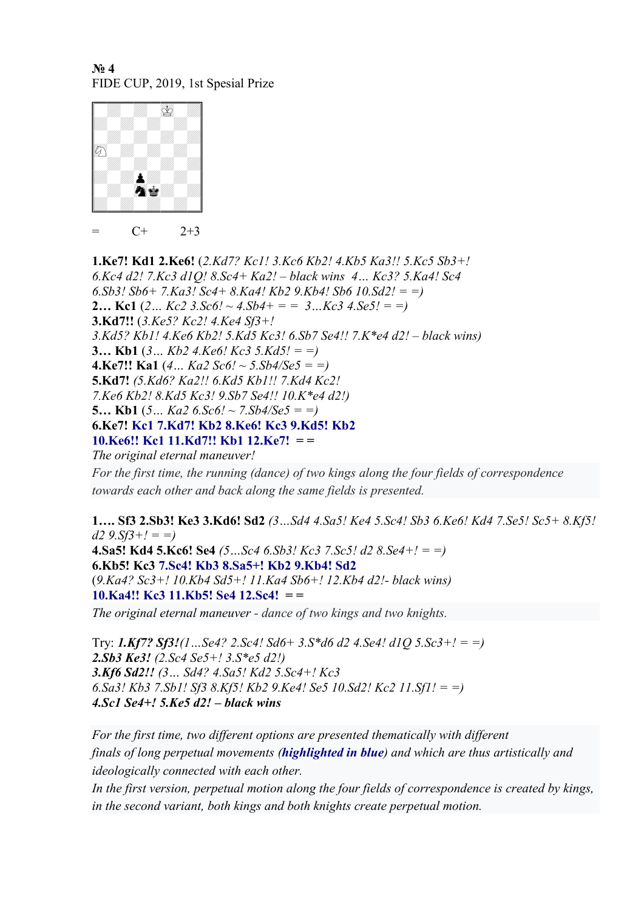**№ 4**
FIDE CUP, 2019, 1st Spesial Prize

= C+ 2+3

**1.Ke7! Kd1 2.Ke6!** *(2.Kd7? Kc1! 3.Kc6 Kb2! 4.Kb5 Ka3!! 5.Kc5 Sb3+! 6.Kc4 d2! 7.Kc3 d1Q! 8.Sc4+ Ka2! – black wins 4… Kc3? 5.Ka4! Sc4 6.Sb3! Sb6+ 7.Ka3! Sc4+ 8.Ka4! Kb2 9.Kb4! Sb6 10.Sd2! = =)*
**2… Kc1** *(2… Kc2 3.Sc6! ~ 4.Sb4+ = = 3…Kc3 4.Se5! = =)*
**3.Kd7!!** *(3.Ke5? Kc2! 4.Ke4 Sf3+! 3.Kd5? Kb1! 4.Ke6 Kb2! 5.Kd5 Kc3! 6.Sb7 Se4!! 7.K\*e4 d2! – black wins)*
**3… Kb1** *(3… Kb2 4.Ke6! Kc3 5.Kd5! = =)*
**4.Ke7!! Ka1** *(4… Ka2 Sc6! ~ 5.Sb4/Se5 = =)*
**5.Kd7!** *(5.Kd6? Ka2!! 6.Kd5 Kb1!! 7.Kd4 Kc2! 7.Ke6 Kb2! 8.Kd5 Kc3! 9.Sb7 Se4!! 10.K\*e4 d2!)*
**5… Kb1** *(5… Ka2 6.Sc6! ~ 7.Sb4/Se5 = =)*
**6.Ke7! Kc1 7.Kd7! Kb2 8.Ke6! Kc3 9.Kd5! Kb2 10.Ke6!! Kc1 11.Kd7!! Kb1 12.Ke7! = =**
*The original eternal maneuver!*
*For the first time, the running (dance) of two kings along the four fields of correspondence towards each other and back along the same fields is presented.*

**1…. Sf3 2.Sb3! Ke3 3.Kd6! Sd2** *(3…Sd4 4.Sa5! Ke4 5.Sc4! Sb3 6.Ke6! Kd4 7.Se5! Sc5+ 8.Kf5! d2 9.Sf3+! = =)*
**4.Sa5! Kd4 5.Kc6! Se4** *(5…Sc4 6.Sb3! Kc3 7.Sc5! d2 8.Se4+! = =)*
**6.Kb5! Kc3 7.Sc4! Kb3 8.Sa5+! Kb2 9.Kb4! Sd2**
*(9.Ka4? Sc3+! 10.Kb4 Sd5+! 11.Ka4 Sb6+! 12.Kb4 d2!- black wins)*
**10.Ka4!! Kc3 11.Kb5! Se4 12.Sc4! = =**
*The original eternal maneuver - dance of two kings and two knights.*

Try: ***1.Kf7? Sf3!****(1…Se4? 2.Sc4! Sd6+ 3.S\*d6 d2 4.Se4! d1Q 5.Sc3+! = =)*
***2.Sb3 Ke3!*** *(2.Sc4 Se5+! 3.S\*e5 d2!)*
***3.Kf6 Sd2!!*** *(3… Sd4? 4.Sa5! Kd2 5.Sc4+! Kc3 6.Sa3! Kb3 7.Sb1! Sf3 8.Kf5! Kb2 9.Ke4! Se5 10.Sd2! Kc2 11.Sf1! = =)*
***4.Sc1 Se4+! 5.Ke5 d2! – black wins***

*For the first time, two different options are presented thematically with different finals of long perpetual movements (**highlighted in blue**) and which are thus artistically and ideologically connected with each other.*
*In the first version, perpetual motion along the four fields of correspondence is created by kings, in the second variant, both kings and both knights create perpetual motion.*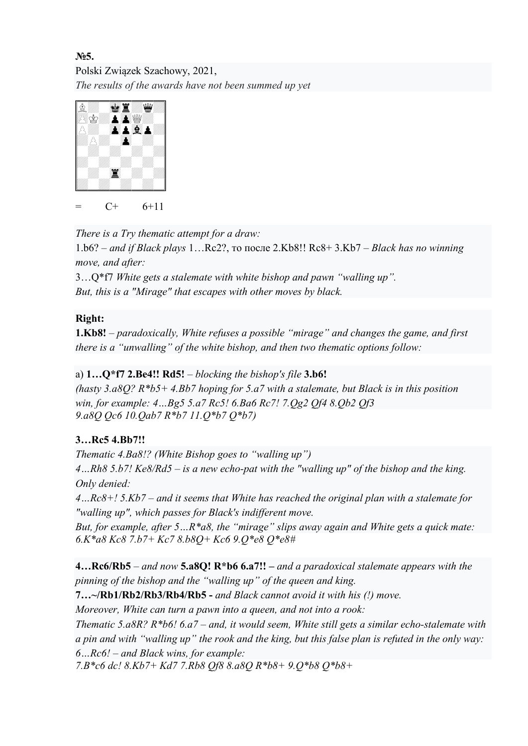**№5.**

Polski Związek Szachowy, 2021,

*The results of the awards have not been summed up yet*

= C+ 6+11

*There is a Try thematic attempt for a draw:*

1.b6? – *and if Black plays* 1…Rc2?, то после 2.Kb8!! Rc8+ 3.Kb7 – *Black has no winning move, and after:*

3…Q*f7 *White gets a stalemate with white bishop and pawn "walling up".*

*But, this is a "Mirage" that escapes with other moves by black.*

**Right:**

**1.Kb8!** – *paradoxically, White refuses a possible "mirage" and changes the game, and first there is a "unwalling" of the white bishop, and then two thematic options follow:*

a) **1…Q*f7 2.Be4!! Rd5!** – *blocking the bishop's file* **3.b6!**

*(hasty 3.a8Q? R*b5+ 4.Bb7 hoping for 5.a7 with a stalemate, but Black is in this position win, for example: 4…Bg5 5.a7 Rc5! 6.Ba6 Rc7! 7.Qg2 Qf4 8.Qb2 Qf3 9.a8Q Qc6 10.Qab7 R*b7 11.Q*b7 Q*b7)*

**3…Rc5 4.Bb7!!**

*Thematic 4.Ba8!? (White Bishop goes to "walling up")*

*4…Rh8 5.b7! Ke8/Rd5 – is a new echo-pat with the "walling up" of the bishop and the king. Only denied:*

*4…Rc8+! 5.Kb7 – and it seems that White has reached the original plan with a stalemate for "walling up", which passes for Black's indifferent move.*

*But, for example, after 5…R*a8, the "mirage" slips away again and White gets a quick mate: 6.K*a8 Kc8 7.b7+ Kc7 8.b8Q+ Kc6 9.Q*e8 Q*e8#*

**4…Rc6/Rb5** – *and now* **5.a8Q! R*b6 6.a7!! –** *and a paradoxical stalemate appears with the pinning of the bishop and the "walling up" of the queen and king.*

**7…~/Rb1/Rb2/Rb3/Rb4/Rb5 -** *and Black cannot avoid it with his (!) move.*

*Moreover, White can turn a pawn into a queen, and not into a rook:*

*Thematic 5.a8R? R*b6! 6.a7 – and, it would seem, White still gets a similar echo-stalemate with a pin and with "walling up" the rook and the king, but this false plan is refuted in the only way:*

*6…Rc6! – and Black wins, for example:*

*7.B*c6 dc! 8.Kb7+ Kd7 7.Rb8 Qf8 8.a8Q R*b8+ 9.Q*b8 Q*b8+*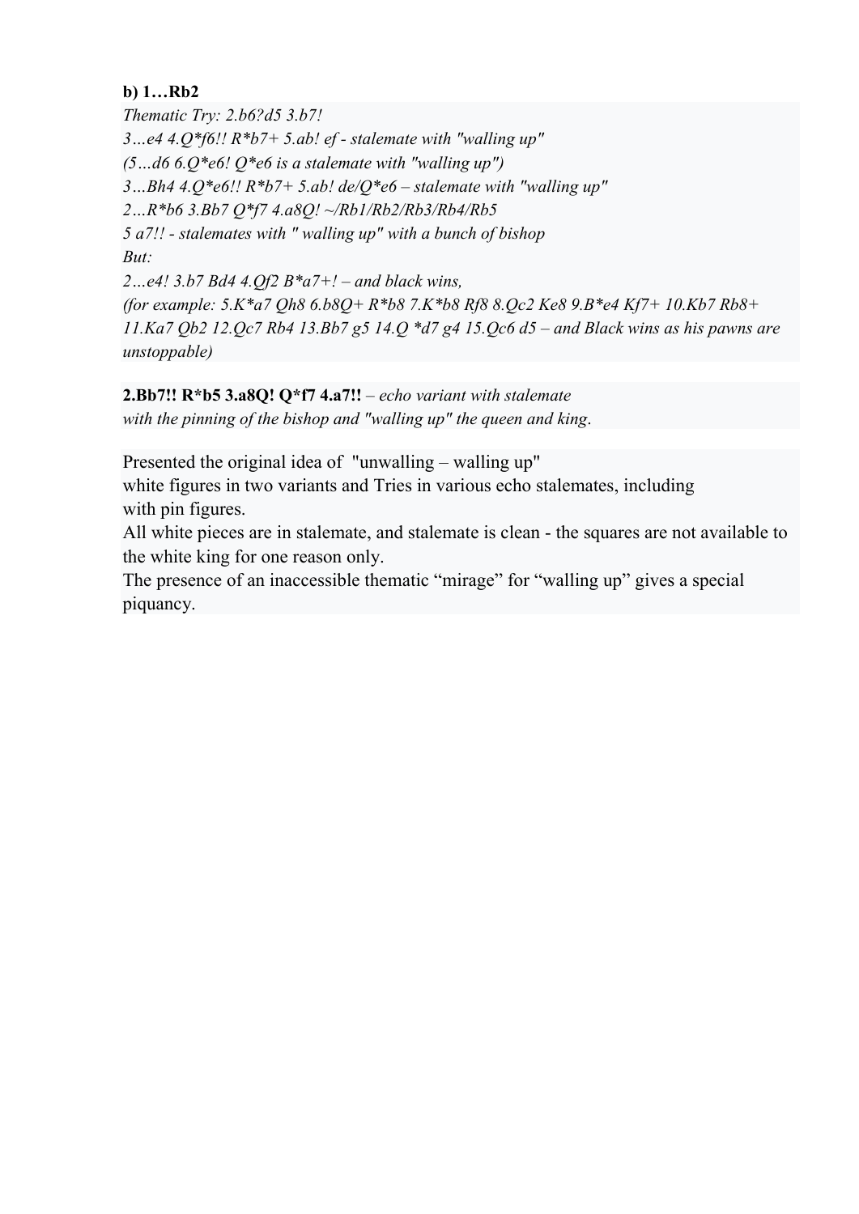**b) 1…Rb2**

*Thematic Try: 2.b6?d5 3.b7!*

*3…e4 4.Q*f6!! R*b7+ 5.ab! ef - stalemate with "walling up"*

*(5…d6 6.Q*e6! Q*e6 is a stalemate with "walling up")*

*3…Bh4 4.Q*e6!! R*b7+ 5.ab! de/Q*e6 – stalemate with "walling up"*

*2…R*b6 3.Bb7 Q*f7 4.a8Q! ~/Rb1/Rb2/Rb3/Rb4/Rb5*

*5 a7!! - stalemates with " walling up" with a bunch of bishop*

*But:*

*2…e4! 3.b7 Bd4 4.Qf2 B*a7+! – and black wins,*

*(for example: 5.K*a7 Qh8 6.b8Q+ R*b8 7.K*b8 Rf8 8.Qc2 Ke8 9.B*e4 Kf7+ 10.Kb7 Rb8+ 11.Ka7 Qb2 12.Qc7 Rb4 13.Bb7 g5 14.Q *d7 g4 15.Qc6 d5 – and Black wins as his pawns are unstoppable)*

**2.Bb7!! R*b5 3.a8Q! Q*f7 4.a7!!** – *echo variant with stalemate with the pinning of the bishop and "walling up" the queen and king*.

Presented the original idea of "unwalling – walling up" white figures in two variants and Tries in various echo stalemates, including with pin figures.

All white pieces are in stalemate, and stalemate is clean - the squares are not available to the white king for one reason only.

The presence of an inaccessible thematic "mirage" for "walling up" gives a special piquancy.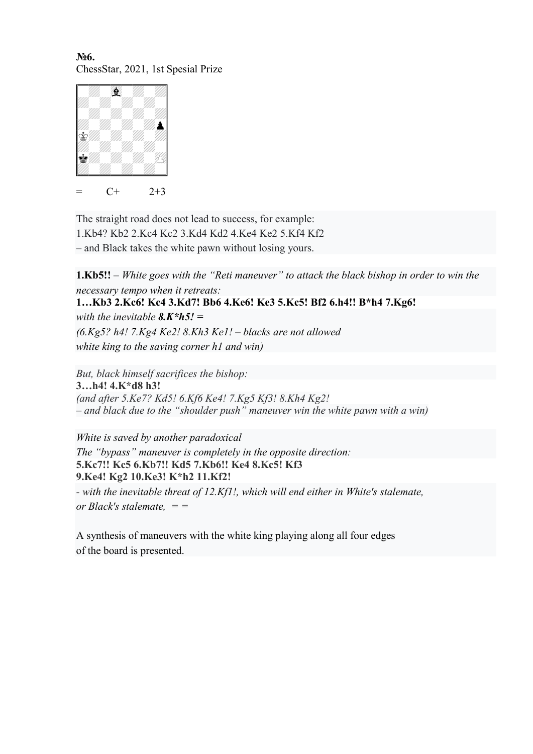**№6.**
ChessStar, 2021, 1st Spesial Prize

= C+ 2+3

The straight road does not lead to success, for example:
1.Kb4? Kb2 2.Kc4 Kc2 3.Kd4 Kd2 4.Ke4 Ke2 5.Kf4 Kf2
– and Black takes the white pawn without losing yours.

**1.Kb5!!** – *White goes with the "Reti maneuver" to attack the black bishop in order to win the necessary tempo when it retreats:*
**1…Kb3 2.Kc6! Kc4 3.Kd7! Bb6 4.Ke6! Ke3 5.Kc5! Bf2 6.h4!! B*h4 7.Kg6!**
*with the inevitable* ***8.K*h5! =***
*(6.Kg5? h4! 7.Kg4 Ke2! 8.Kh3 Ke1! – blacks are not allowed white king to the saving corner h1 and win)*

*But, black himself sacrifices the bishop:*
**3…h4! 4.K*d8 h3!**
*(and after 5.Ke7? Kd5! 6.Kf6 Ke4! 7.Kg5 Kf3! 8.Kh4 Kg2! – and black due to the "shoulder push" maneuver win the white pawn with a win)*

*White is saved by another paradoxical*
*The "bypass" maneuver is completely in the opposite direction:*
**5.Kc7!! Kc5 6.Kb7!! Kd5 7.Kb6!! Ke4 8.Kc5! Kf3**
**9.Ke4! Kg2 10.Ke3! K*h2 11.Kf2!**
*- with the inevitable threat of 12.Kf1!, which will end either in White's stalemate, or Black's stalemate, = =*

A synthesis of maneuvers with the white king playing along all four edges of the board is presented.